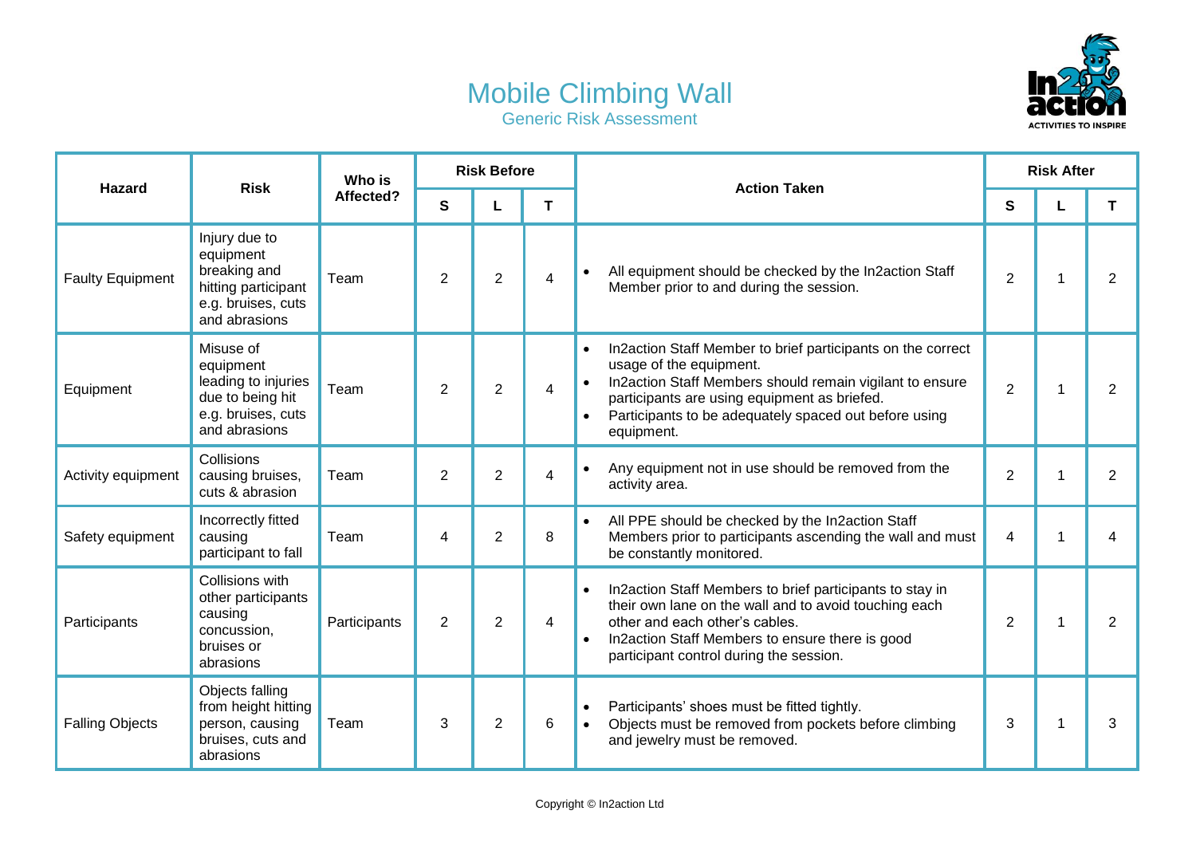# Mobile Climbing Wall

## Generic Risk Assessment

| Hazard | Risk | Who is Affected? | Risk Before | | | Action Taken | Risk After | | |
|---|---|---|---|---|---|---|---|---|---|
| | | | S | L | T | | S | L | T |
| Faulty Equipment | Injury due to equipment breaking and hitting participant e.g. bruises, cuts and abrasions | Team | 2 | 2 | 4 | • All equipment should be checked by the In2action Staff Member prior to and during the session. | 2 | 1 | 2 |
| Equipment | Misuse of equipment leading to injuries due to being hit e.g. bruises, cuts and abrasions | Team | 2 | 2 | 4 | • In2action Staff Member to brief participants on the correct usage of the equipment.<br>• In2action Staff Members should remain vigilant to ensure participants are using equipment as briefed.<br>• Participants to be adequately spaced out before using equipment. | 2 | 1 | 2 |
| Activity equipment | Collisions causing bruises, cuts & abrasion | Team | 2 | 2 | 4 | • Any equipment not in use should be removed from the activity area. | 2 | 1 | 2 |
| Safety equipment | Incorrectly fitted causing participant to fall | Team | 4 | 2 | 8 | • All PPE should be checked by the In2action Staff Members prior to participants ascending the wall and must be constantly monitored. | 4 | 1 | 4 |
| Participants | Collisions with other participants causing concussion, bruises or abrasions | Participants | 2 | 2 | 4 | • In2action Staff Members to brief participants to stay in their own lane on the wall and to avoid touching each other and each other's cables.<br>• In2action Staff Members to ensure there is good participant control during the session. | 2 | 1 | 2 |
| Falling Objects | Objects falling from height hitting person, causing bruises, cuts and abrasions | Team | 3 | 2 | 6 | • Participants' shoes must be fitted tightly.<br>• Objects must be removed from pockets before climbing and jewelry must be removed. | 3 | 1 | 3 |

Copyright © In2action Ltd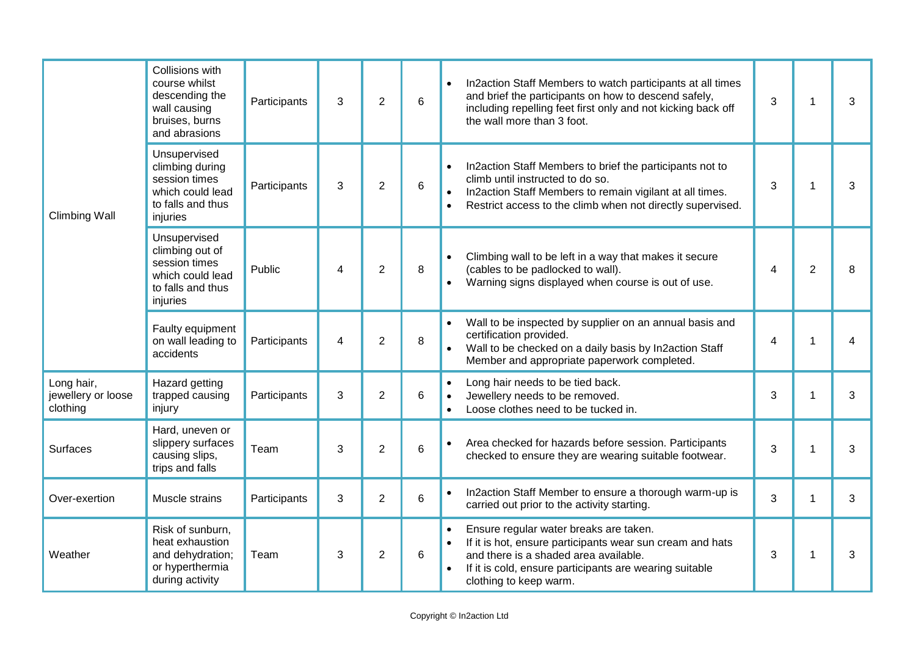| | | | | | | | | | |
|---|---|---|---|---|---|---|---|---|---|
| Climbing Wall | Collisions with course whilst descending the wall causing bruises, burns and abrasions | Participants | 3 | 2 | 6 | • In2action Staff Members to watch participants at all times and brief the participants on how to descend safely, including repelling feet first only and not kicking back off the wall more than 3 foot. | 3 | 1 | 3 |
| | Unsupervised climbing during session times which could lead to falls and thus injuries | Participants | 3 | 2 | 6 | • In2action Staff Members to brief the participants not to climb until instructed to do so.<br>• In2action Staff Members to remain vigilant at all times.<br>• Restrict access to the climb when not directly supervised. | 3 | 1 | 3 |
| | Unsupervised climbing out of session times which could lead to falls and thus injuries | Public | 4 | 2 | 8 | • Climbing wall to be left in a way that makes it secure (cables to be padlocked to wall).<br>• Warning signs displayed when course is out of use. | 4 | 2 | 8 |
| | Faulty equipment on wall leading to accidents | Participants | 4 | 2 | 8 | • Wall to be inspected by supplier on an annual basis and certification provided.<br>• Wall to be checked on a daily basis by In2action Staff Member and appropriate paperwork completed. | 4 | 1 | 4 |
| Long hair, jewellery or loose clothing | Hazard getting trapped causing injury | Participants | 3 | 2 | 6 | • Long hair needs to be tied back.<br>• Jewellery needs to be removed.<br>• Loose clothes need to be tucked in. | 3 | 1 | 3 |
| Surfaces | Hard, uneven or slippery surfaces causing slips, trips and falls | Team | 3 | 2 | 6 | • Area checked for hazards before session. Participants checked to ensure they are wearing suitable footwear. | 3 | 1 | 3 |
| Over-exertion | Muscle strains | Participants | 3 | 2 | 6 | • In2action Staff Member to ensure a thorough warm-up is carried out prior to the activity starting. | 3 | 1 | 3 |
| Weather | Risk of sunburn, heat exhaustion and dehydration; or hyperthermia during activity | Team | 3 | 2 | 6 | • Ensure regular water breaks are taken.<br>• If it is hot, ensure participants wear sun cream and hats and there is a shaded area available.<br>• If it is cold, ensure participants are wearing suitable clothing to keep warm. | 3 | 1 | 3 |

Copyright © In2action Ltd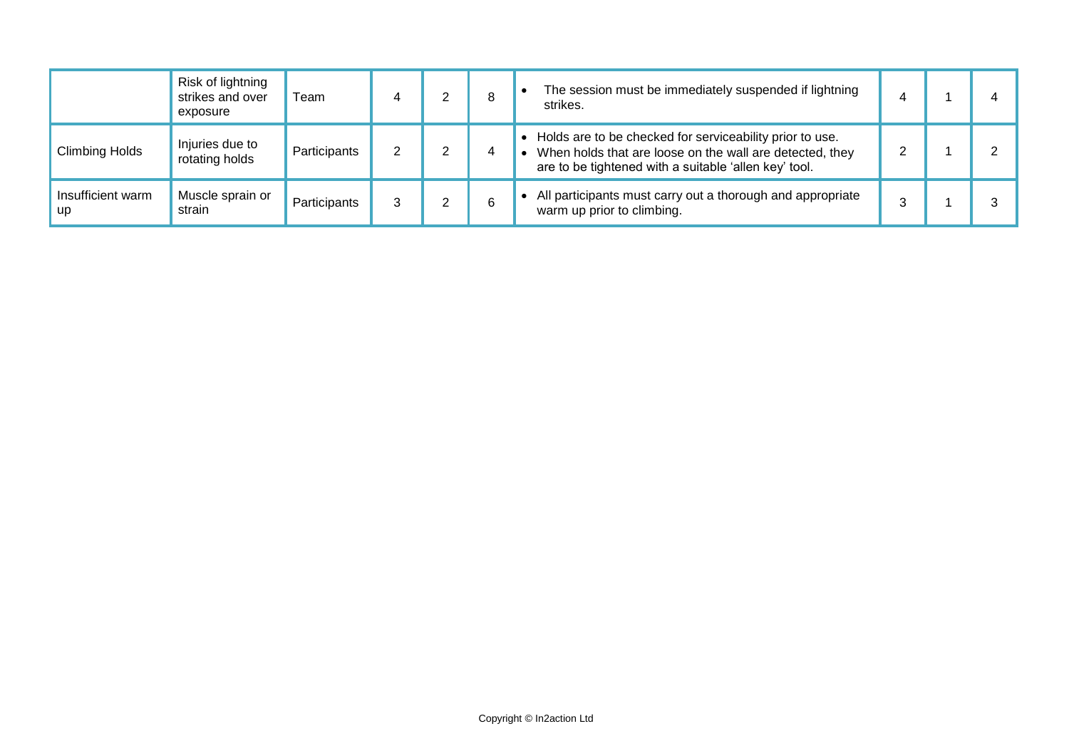| | | | | | | | | | |
|---|---|---|---|---|---|---|---|---|---|
| | Risk of lightning strikes and over exposure | Team | 4 | 2 | 8 | • The session must be immediately suspended if lightning strikes. | 4 | 1 | 4 |
| Climbing Holds | Injuries due to rotating holds | Participants | 2 | 2 | 4 | • Holds are to be checked for serviceability prior to use. <br> • When holds that are loose on the wall are detected, they are to be tightened with a suitable 'allen key' tool. | 2 | 1 | 2 |
| Insufficient warm up | Muscle sprain or strain | Participants | 3 | 2 | 6 | • All participants must carry out a thorough and appropriate warm up prior to climbing. | 3 | 1 | 3 |

Copyright © In2action Ltd